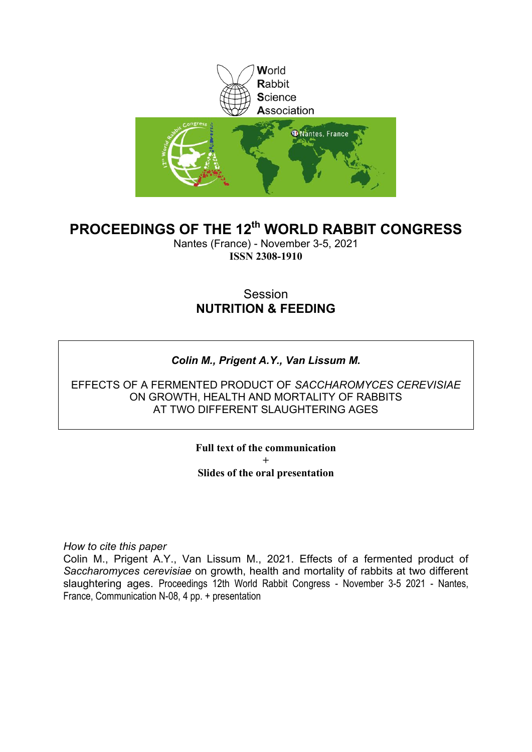World
Rabbit
Science
Association

# PROCEEDINGS OF THE 12th WORLD RABBIT CONGRESS

Nantes (France) - November 3-5, 2021

**ISSN 2308-1910**

Session

**NUTRITION & FEEDING**

***Colin M., Prigent A.Y., Van Lissum M.***

EFFECTS OF A FERMENTED PRODUCT OF *SACCHAROMYCES CEREVISIAE* ON GROWTH, HEALTH AND MORTALITY OF RABBITS AT TWO DIFFERENT SLAUGHTERING AGES

**Full text of the communication**

\+

**Slides of the oral presentation**

*How to cite this paper*

Colin M., Prigent A.Y., Van Lissum M., 2021. Effects of a fermented product of *Saccharomyces cerevisiae* on growth, health and mortality of rabbits at two different slaughtering ages. Proceedings 12th World Rabbit Congress - November 3-5 2021 - Nantes, France, Communication N-08, 4 pp. + presentation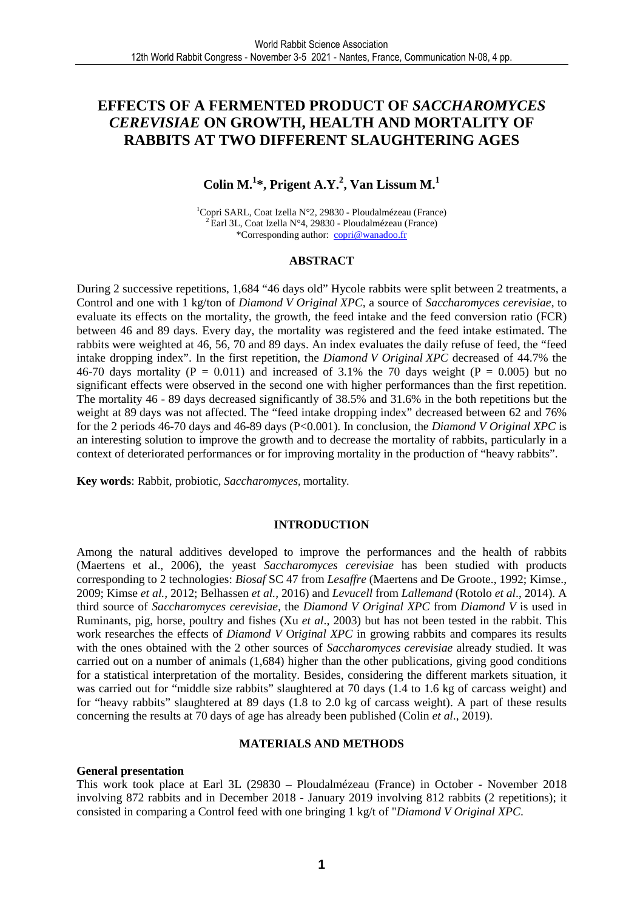# EFFECTS OF A FERMENTED PRODUCT OF *SACCHAROMYCES CEREVISIAE* ON GROWTH, HEALTH AND MORTALITY OF RABBITS AT TWO DIFFERENT SLAUGHTERING AGES

**Colin M.[1]*, Prigent A.Y.[2], Van Lissum M.[1]**

[1]Copri SARL, Coat Izella N°2, 29830 - Ploudalmézeau (France)
[2]Earl 3L, Coat Izella N°4, 29830 - Ploudalmézeau (France)
*Corresponding author: copri@wanadoo.fr

## ABSTRACT

During 2 successive repetitions, 1,684 "46 days old" Hycole rabbits were split between 2 treatments, a Control and one with 1 kg/ton of *Diamond V Original XPC*, a source of *Saccharomyces cerevisiae*, to evaluate its effects on the mortality, the growth, the feed intake and the feed conversion ratio (FCR) between 46 and 89 days. Every day, the mortality was registered and the feed intake estimated. The rabbits were weighted at 46, 56, 70 and 89 days. An index evaluates the daily refuse of feed, the "feed intake dropping index". In the first repetition, the *Diamond V Original XPC* decreased of 44.7% the 46-70 days mortality ($P = 0.011$) and increased of 3.1% the 70 days weight ($P = 0.005$) but no significant effects were observed in the second one with higher performances than the first repetition. The mortality 46 - 89 days decreased significantly of 38.5% and 31.6% in the both repetitions but the weight at 89 days was not affected. The "feed intake dropping index" decreased between 62 and 76% for the 2 periods 46-70 days and 46-89 days ($P<0.001$). In conclusion, the *Diamond V Original XPC* is an interesting solution to improve the growth and to decrease the mortality of rabbits, particularly in a context of deteriorated performances or for improving mortality in the production of "heavy rabbits".

**Key words**: Rabbit, probiotic, *Saccharomyces*, mortality.

## INTRODUCTION

Among the natural additives developed to improve the performances and the health of rabbits (Maertens et al., 2006), the yeast *Saccharomyces cerevisiae* has been studied with products corresponding to 2 technologies: *Biosaf* SC 47 from *Lesaffre* (Maertens and De Groote., 1992; Kimse., 2009; Kimse *et al.*, 2012; Belhassen *et al.*, 2016) and *Levucell* from *Lallemand* (Rotolo *et al*., 2014). A third source of *Saccharomyces cerevisiae*, the *Diamond V Original XPC* from *Diamond V* is used in Ruminants, pig, horse, poultry and fishes (Xu *et al*., 2003) but has not been tested in the rabbit. This work researches the effects of *Diamond V Original XPC* in growing rabbits and compares its results with the ones obtained with the 2 other sources of *Saccharomyces cerevisiae* already studied. It was carried out on a number of animals (1,684) higher than the other publications, giving good conditions for a statistical interpretation of the mortality. Besides, considering the different markets situation, it was carried out for "middle size rabbits" slaughtered at 70 days (1.4 to 1.6 kg of carcass weight) and for "heavy rabbits" slaughtered at 89 days (1.8 to 2.0 kg of carcass weight). A part of these results concerning the results at 70 days of age has already been published (Colin *et al*., 2019).

## MATERIALS AND METHODS

### General presentation

This work took place at Earl 3L (29830 – Ploudalmézeau (France) in October - November 2018 involving 872 rabbits and in December 2018 - January 2019 involving 812 rabbits (2 repetitions); it consisted in comparing a Control feed with one bringing 1 kg/t of "*Diamond V Original XPC*.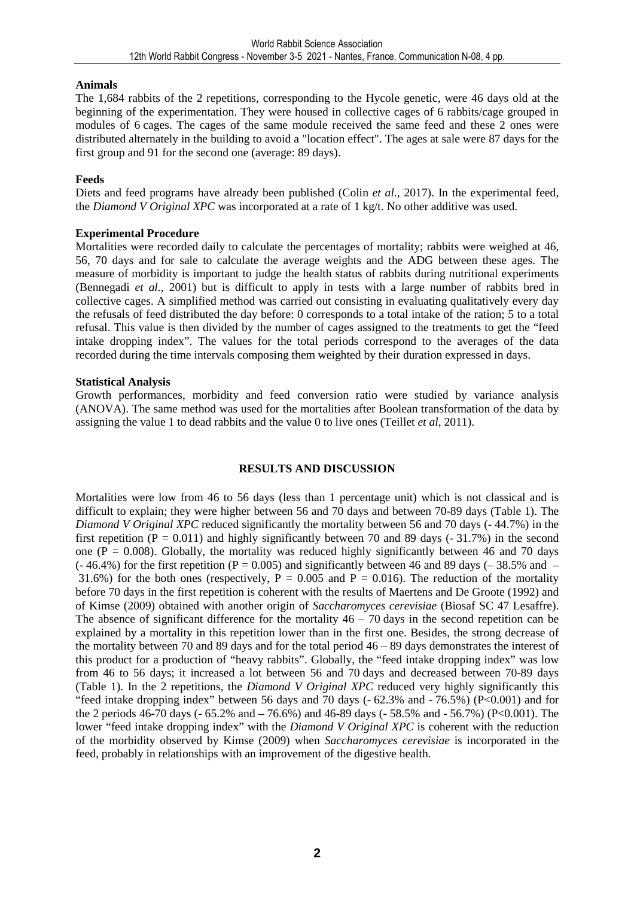**Animals**

The 1,684 rabbits of the 2 repetitions, corresponding to the Hycole genetic, were 46 days old at the beginning of the experimentation. They were housed in collective cages of 6 rabbits/cage grouped in modules of 6 cages. The cages of the same module received the same feed and these 2 ones were distributed alternately in the building to avoid a "location effect". The ages at sale were 87 days for the first group and 91 for the second one (average: 89 days).

**Feeds**

Diets and feed programs have already been published (Colin *et al.,* 2017). In the experimental feed, the *Diamond V Original XPC* was incorporated at a rate of 1 kg/t. No other additive was used.

**Experimental Procedure**

Mortalities were recorded daily to calculate the percentages of mortality; rabbits were weighed at 46, 56, 70 days and for sale to calculate the average weights and the ADG between these ages. The measure of morbidity is important to judge the health status of rabbits during nutritional experiments (Bennegadi *et al.*, 2001) but is difficult to apply in tests with a large number of rabbits bred in collective cages. A simplified method was carried out consisting in evaluating qualitatively every day the refusals of feed distributed the day before: 0 corresponds to a total intake of the ration; 5 to a total refusal. This value is then divided by the number of cages assigned to the treatments to get the "feed intake dropping index". The values for the total periods correspond to the averages of the data recorded during the time intervals composing them weighted by their duration expressed in days.

**Statistical Analysis**

Growth performances, morbidity and feed conversion ratio were studied by variance analysis (ANOVA). The same method was used for the mortalities after Boolean transformation of the data by assigning the value 1 to dead rabbits and the value 0 to live ones (Teillet *et al*, 2011).

## RESULTS AND DISCUSSION

Mortalities were low from 46 to 56 days (less than 1 percentage unit) which is not classical and is difficult to explain; they were higher between 56 and 70 days and between 70-89 days (Table 1). The *Diamond V Original XPC* reduced significantly the mortality between 56 and 70 days (- 44.7%) in the first repetition ($P = 0.011$) and highly significantly between 70 and 89 days (- 31.7%) in the second one ($P = 0.008$). Globally, the mortality was reduced highly significantly between 46 and 70 days (- 46.4%) for the first repetition ($P = 0.005$) and significantly between 46 and 89 days (– 38.5% and – 31.6%) for the both ones (respectively, $P = 0.005$ and $P = 0.016$). The reduction of the mortality before 70 days in the first repetition is coherent with the results of Maertens and De Groote (1992) and of Kimse (2009) obtained with another origin of *Saccharomyces cerevisiae* (Biosaf SC 47 Lesaffre). The absence of significant difference for the mortality 46 – 70 days in the second repetition can be explained by a mortality in this repetition lower than in the first one. Besides, the strong decrease of the mortality between 70 and 89 days and for the total period 46 – 89 days demonstrates the interest of this product for a production of "heavy rabbits". Globally, the "feed intake dropping index" was low from 46 to 56 days; it increased a lot between 56 and 70 days and decreased between 70-89 days (Table 1). In the 2 repetitions, the *Diamond V Original XPC* reduced very highly significantly this "feed intake dropping index" between 56 days and 70 days (- 62.3% and - 76.5%) ($P<0.001$) and for the 2 periods 46-70 days (- 65.2% and – 76.6%) and 46-89 days (- 58.5% and - 56.7%) ($P<0.001$). The lower "feed intake dropping index" with the *Diamond V Original XPC* is coherent with the reduction of the morbidity observed by Kimse (2009) when *Saccharomyces cerevisiae* is incorporated in the feed, probably in relationships with an improvement of the digestive health.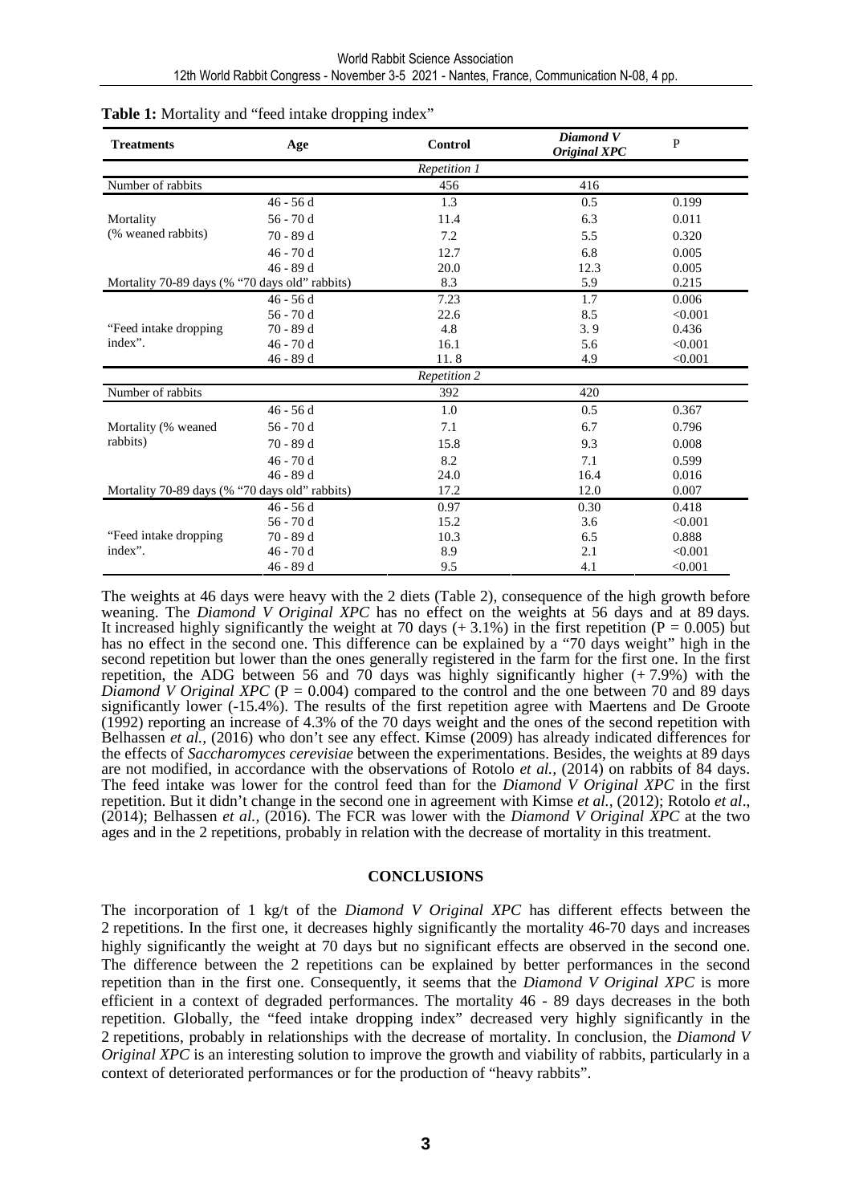**Table 1:** Mortality and "feed intake dropping index"

| Treatments | Age | Control | *Diamond V Original XPC* | P |
|---|---|---|---|---|
| | | *Repetition 1* | | |
| Number of rabbits | | 456 | 416 | |
| Mortality (% weaned rabbits) | 46 - 56 d | 1.3 | 0.5 | 0.199 |
| | 56 - 70 d | 11.4 | 6.3 | 0.011 |
| | 70 - 89 d | 7.2 | 5.5 | 0.320 |
| | 46 - 70 d | 12.7 | 6.8 | 0.005 |
| | 46 - 89 d | 20.0 | 12.3 | 0.005 |
| Mortality 70-89 days (% "70 days old" rabbits) | | 8.3 | 5.9 | 0.215 |
| "Feed intake dropping index". | 46 - 56 d | 7.23 | 1.7 | 0.006 |
| | 56 - 70 d | 22.6 | 8.5 | <0.001 |
| | 70 - 89 d | 4.8 | 3. 9 | 0.436 |
| | 46 - 70 d | 16.1 | 5.6 | <0.001 |
| | 46 - 89 d | 11. 8 | 4.9 | <0.001 |
| | | *Repetition 2* | | |
| Number of rabbits | | 392 | 420 | |
| Mortality (% weaned rabbits) | 46 - 56 d | 1.0 | 0.5 | 0.367 |
| | 56 - 70 d | 7.1 | 6.7 | 0.796 |
| | 70 - 89 d | 15.8 | 9.3 | 0.008 |
| | 46 - 70 d | 8.2 | 7.1 | 0.599 |
| | 46 - 89 d | 24.0 | 16.4 | 0.016 |
| Mortality 70-89 days (% "70 days old" rabbits) | | 17.2 | 12.0 | 0.007 |
| "Feed intake dropping index". | 46 - 56 d | 0.97 | 0.30 | 0.418 |
| | 56 - 70 d | 15.2 | 3.6 | <0.001 |
| | 70 - 89 d | 10.3 | 6.5 | 0.888 |
| | 46 - 70 d | 8.9 | 2.1 | <0.001 |
| | 46 - 89 d | 9.5 | 4.1 | <0.001 |

The weights at 46 days were heavy with the 2 diets (Table 2), consequence of the high growth before weaning. The *Diamond V Original XPC* has no effect on the weights at 56 days and at 89 days. It increased highly significantly the weight at 70 days (+ 3.1%) in the first repetition (P = 0.005) but has no effect in the second one. This difference can be explained by a "70 days weight" high in the second repetition but lower than the ones generally registered in the farm for the first one. In the first repetition, the ADG between 56 and 70 days was highly significantly higher (+ 7.9%) with the *Diamond V Original XPC* (P = 0.004) compared to the control and the one between 70 and 89 days significantly lower (-15.4%). The results of the first repetition agree with Maertens and De Groote (1992) reporting an increase of 4.3% of the 70 days weight and the ones of the second repetition with Belhassen *et al.*, (2016) who don't see any effect. Kimse (2009) has already indicated differences for the effects of *Saccharomyces cerevisiae* between the experimentations. Besides, the weights at 89 days are not modified, in accordance with the observations of Rotolo *et al.*, (2014) on rabbits of 84 days. The feed intake was lower for the control feed than for the *Diamond V Original XPC* in the first repetition. But it didn't change in the second one in agreement with Kimse *et al.*, (2012); Rotolo *et al*., (2014); Belhassen *et al.*, (2016). The FCR was lower with the *Diamond V Original XPC* at the two ages and in the 2 repetitions, probably in relation with the decrease of mortality in this treatment.

## CONCLUSIONS

The incorporation of 1 kg/t of the *Diamond V Original XPC* has different effects between the 2 repetitions. In the first one, it decreases highly significantly the mortality 46-70 days and increases highly significantly the weight at 70 days but no significant effects are observed in the second one. The difference between the 2 repetitions can be explained by better performances in the second repetition than in the first one. Consequently, it seems that the *Diamond V Original XPC* is more efficient in a context of degraded performances. The mortality 46 - 89 days decreases in the both repetition. Globally, the "feed intake dropping index" decreased very highly significantly in the 2 repetitions, probably in relationships with the decrease of mortality. In conclusion, the *Diamond V Original XPC* is an interesting solution to improve the growth and viability of rabbits, particularly in a context of deteriorated performances or for the production of "heavy rabbits".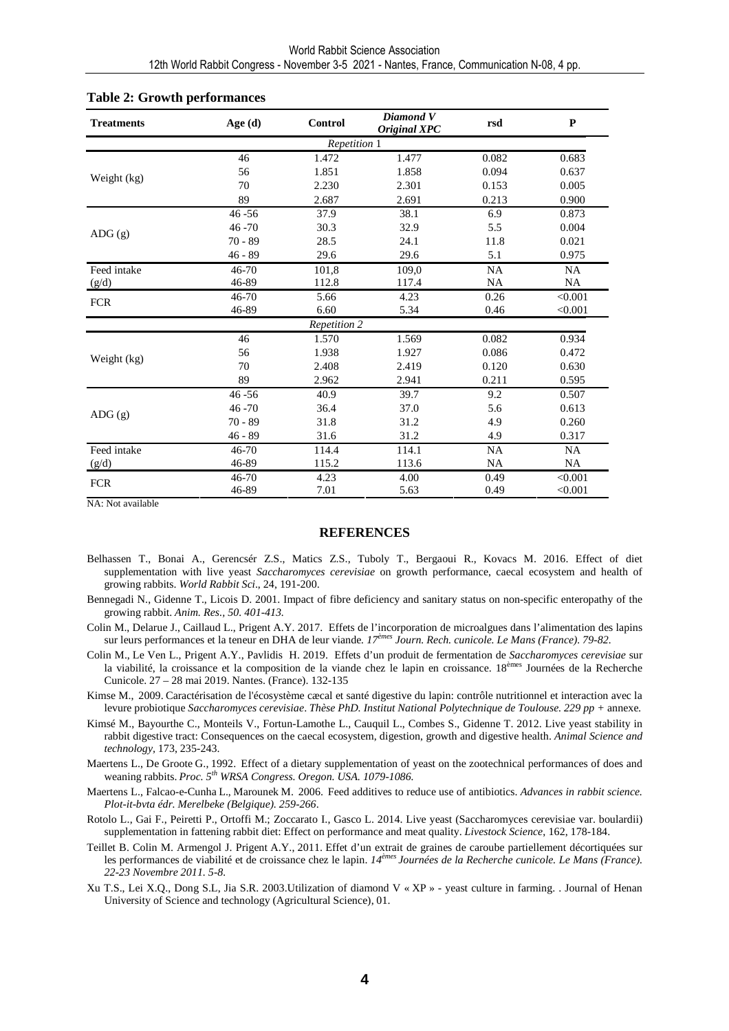**Table 2: Growth performances**

| Treatments | Age (d) | Control | *Diamond V Original XPC* | rsd | P |
|---|---|---|---|---|---|
| | | *Repetition 1* | | | |
| Weight (kg) | 46 | 1.472 | 1.477 | 0.082 | 0.683 |
| | 56 | 1.851 | 1.858 | 0.094 | 0.637 |
| | 70 | 2.230 | 2.301 | 0.153 | 0.005 |
| | 89 | 2.687 | 2.691 | 0.213 | 0.900 |
| ADG (g) | 46 -56 | 37.9 | 38.1 | 6.9 | 0.873 |
| | 46 -70 | 30.3 | 32.9 | 5.5 | 0.004 |
| | 70 - 89 | 28.5 | 24.1 | 11.8 | 0.021 |
| | 46 - 89 | 29.6 | 29.6 | 5.1 | 0.975 |
| Feed intake (g/d) | 46-70 | 101,8 | 109,0 | NA | NA |
| | 46-89 | 112.8 | 117.4 | NA | NA |
| FCR | 46-70 | 5.66 | 4.23 | 0.26 | <0.001 |
| | 46-89 | 6.60 | 5.34 | 0.46 | <0.001 |
| | | *Repetition 2* | | | |
| Weight (kg) | 46 | 1.570 | 1.569 | 0.082 | 0.934 |
| | 56 | 1.938 | 1.927 | 0.086 | 0.472 |
| | 70 | 2.408 | 2.419 | 0.120 | 0.630 |
| | 89 | 2.962 | 2.941 | 0.211 | 0.595 |
| ADG (g) | 46 -56 | 40.9 | 39.7 | 9.2 | 0.507 |
| | 46 -70 | 36.4 | 37.0 | 5.6 | 0.613 |
| | 70 - 89 | 31.8 | 31.2 | 4.9 | 0.260 |
| | 46 - 89 | 31.6 | 31.2 | 4.9 | 0.317 |
| Feed intake (g/d) | 46-70 | 114.4 | 114.1 | NA | NA |
| | 46-89 | 115.2 | 113.6 | NA | NA |
| FCR | 46-70 | 4.23 | 4.00 | 0.49 | <0.001 |
| | 46-89 | 7.01 | 5.63 | 0.49 | <0.001 |

NA: Not available

## REFERENCES

Belhassen T., Bonai A., Gerencsér Z.S., Matics Z.S., Tuboly T., Bergaoui R., Kovacs M. 2016. Effect of diet supplementation with live yeast *Saccharomyces cerevisiae* on growth performance, caecal ecosystem and health of growing rabbits. *World Rabbit Sci*., 24, 191-200.

Bennegadi N., Gidenne T., Licois D. 2001. Impact of fibre deficiency and sanitary status on non-specific enteropathy of the growing rabbit. *Anim. Res., 50. 401-413.*

Colin M., Delarue J., Caillaud L., Prigent A.Y. 2017. Effets de l'incorporation de microalgues dans l'alimentation des lapins sur leurs performances et la teneur en DHA de leur viande. *17èmes Journ. Rech. cunicole. Le Mans (France). 79-82.*

Colin M., Le Ven L., Prigent A.Y., Pavlidis H. 2019. Effets d'un produit de fermentation de *Saccharomyces cerevisiae* sur la viabilité, la croissance et la composition de la viande chez le lapin en croissance. 18èmes Journées de la Recherche Cunicole. 27 – 28 mai 2019. Nantes. (France). 132-135

Kimse M., 2009. Caractérisation de l'écosystème cæcal et santé digestive du lapin: contrôle nutritionnel et interaction avec la levure probiotique *Saccharomyces cerevisiae*. *Thèse PhD. Institut National Polytechnique de Toulouse. 229 pp +* annexe.

Kimsé M., Bayourthe C., Monteils V., Fortun-Lamothe L., Cauquil L., Combes S., Gidenne T. 2012. Live yeast stability in rabbit digestive tract: Consequences on the caecal ecosystem, digestion, growth and digestive health. *Animal Science and technology*, 173, 235-243.

Maertens L., De Groote G., 1992. Effect of a dietary supplementation of yeast on the zootechnical performances of does and weaning rabbits. *Proc. 5th WRSA Congress. Oregon. USA. 1079-1086.*

Maertens L., Falcao-e-Cunha L., Marounek M. 2006. Feed additives to reduce use of antibiotics. *Advances in rabbit science. Plot-it-bvta édr. Merelbeke (Belgique). 259-266*.

Rotolo L., Gai F., Peiretti P., Ortoffi M.; Zoccarato I., Gasco L. 2014. Live yeast (Saccharomyces cerevisiae var. boulardii) supplementation in fattening rabbit diet: Effect on performance and meat quality. *Livestock Science*, 162, 178-184.

Teillet B. Colin M. Armengol J. Prigent A.Y., 2011. Effet d'un extrait de graines de caroube partiellement décortiquées sur les performances de viabilité et de croissance chez le lapin. *14èmes Journées de la Recherche cunicole. Le Mans (France). 22-23 Novembre 2011. 5-8.*

Xu T.S., Lei X.Q., Dong S.L, Jia S.R. 2003.Utilization of diamond V « XP » - yeast culture in farming. . Journal of Henan University of Science and technology (Agricultural Science), 01.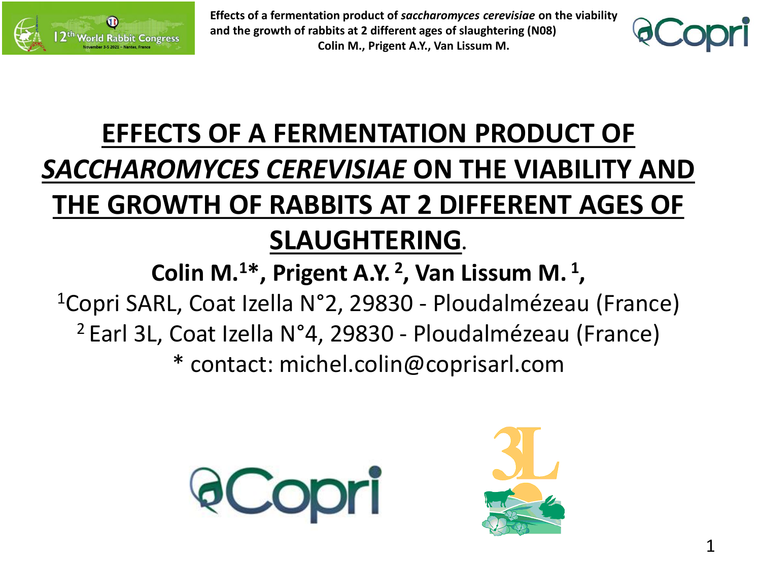# EFFECTS OF A FERMENTATION PRODUCT OF *SACCHAROMYCES CEREVISIAE* ON THE VIABILITY AND THE GROWTH OF RABBITS AT 2 DIFFERENT AGES OF SLAUGHTERING.

**Colin M.[1]*, Prigent A.Y. [2], Van Lissum M. [1],**

[1]Copri SARL, Coat Izella N°2, 29830 - Ploudalmézeau (France)

[2] Earl 3L, Coat Izella N°4, 29830 - Ploudalmézeau (France)

* contact: michel.colin@coprisarl.com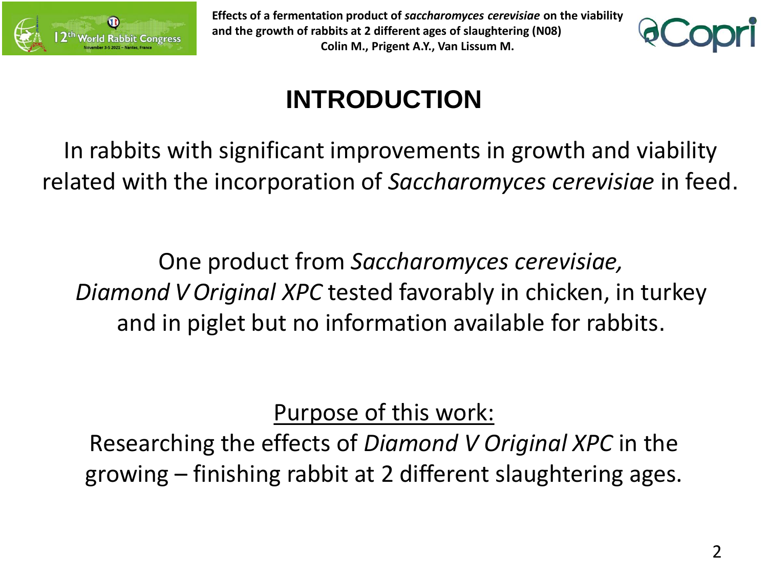# INTRODUCTION

In rabbits with significant improvements in growth and viability related with the incorporation of *Saccharomyces cerevisiae* in feed.

One product from *Saccharomyces cerevisiae, Diamond V Original XPC* tested favorably in chicken, in turkey and in piglet but no information available for rabbits.

<u>Purpose of this work:</u>

Researching the effects of *Diamond V Original XPC* in the growing – finishing rabbit at 2 different slaughtering ages.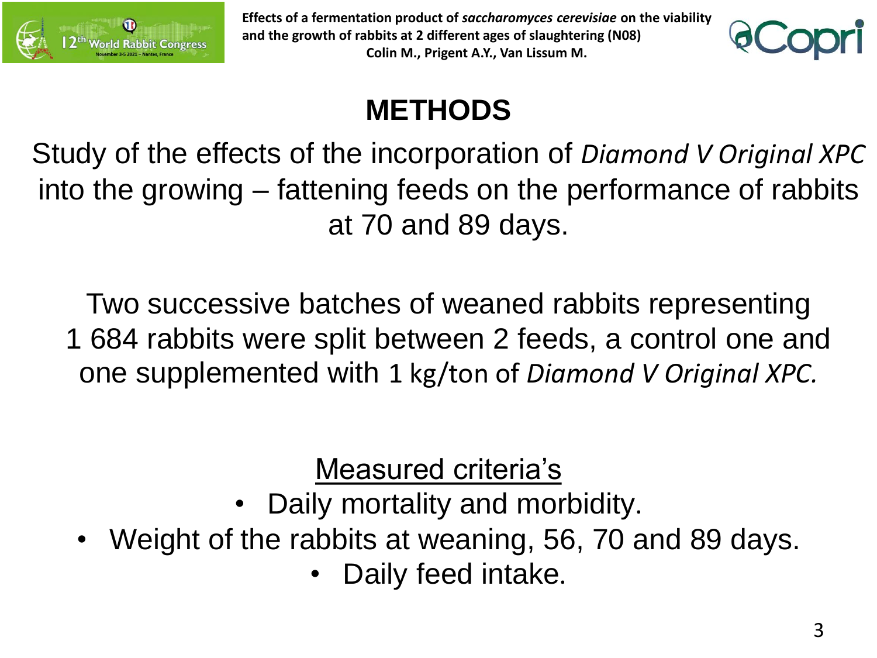# METHODS

Study of the effects of the incorporation of *Diamond V Original XPC* into the growing – fattening feeds on the performance of rabbits at 70 and 89 days.

Two successive batches of weaned rabbits representing 1 684 rabbits were split between 2 feeds, a control one and one supplemented with 1 kg/ton of *Diamond V Original XPC.*

## Measured criteria's

- Daily mortality and morbidity.
- Weight of the rabbits at weaning, 56, 70 and 89 days.
- Daily feed intake.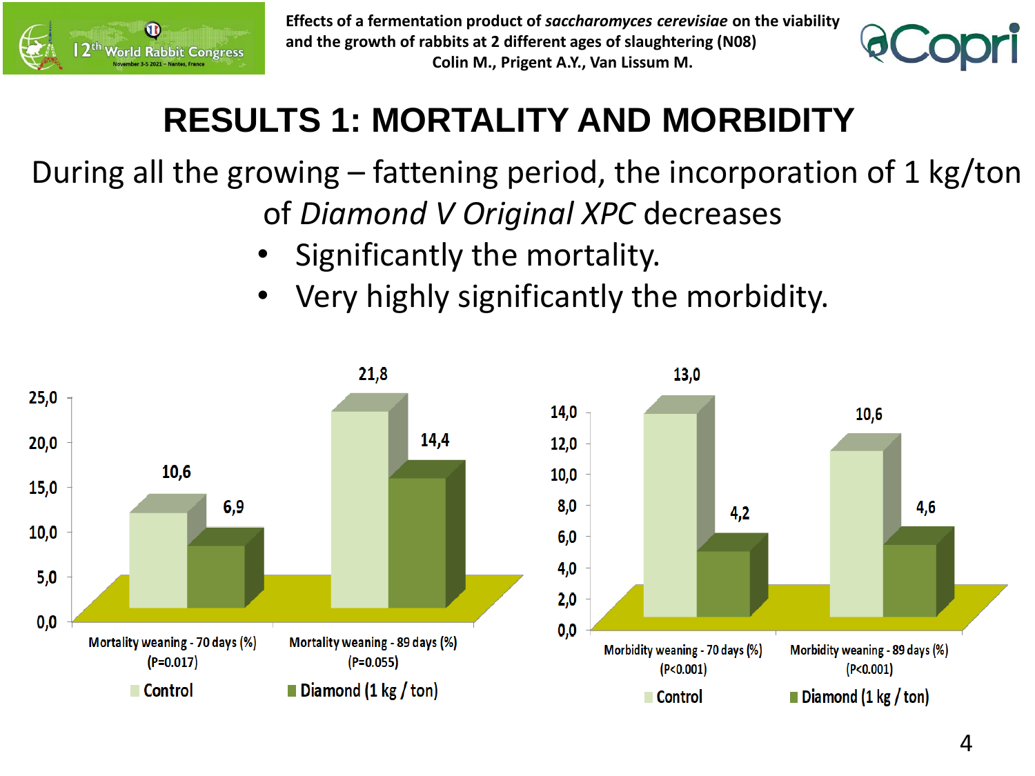# RESULTS 1: MORTALITY AND MORBIDITY

During all the growing – fattening period, the incorporation of 1 kg/ton of *Diamond V Original XPC* decreases

- Significantly the mortality.
- Very highly significantly the morbidity.

| | Control | Diamond (1 kg / ton) |
|---|---|---|
| Mortality weaning - 70 days (%) (P=0.017) | 10,6 | 6,9 |
| Mortality weaning - 89 days (%) (P=0.055) | 21,8 | 14,4 |

| | Control | Diamond (1 kg / ton) |
|---|---|---|
| Morbidity weaning - 70 days (%) (P<0.001) | 13,0 | 4,2 |
| Morbidity weaning - 89 days (%) (P<0.001) | 10,6 | 4,6 |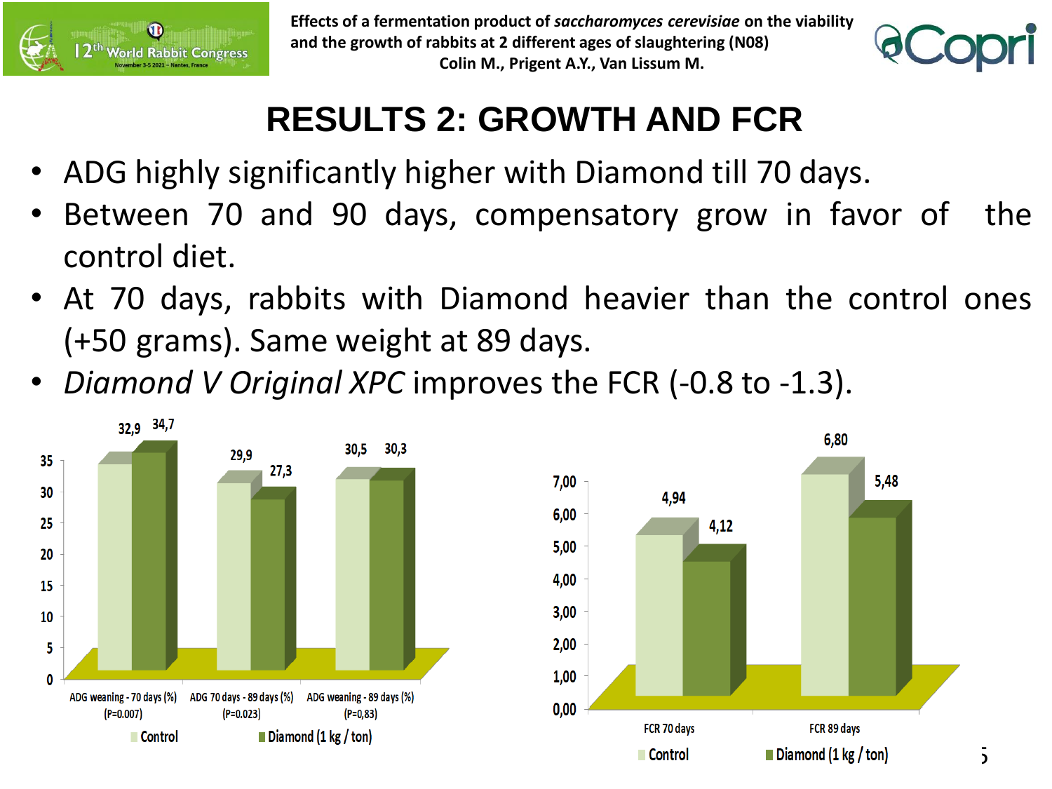# RESULTS 2: GROWTH AND FCR

- ADG highly significantly higher with Diamond till 70 days.
- Between 70 and 90 days, compensatory grow in favor of the control diet.
- At 70 days, rabbits with Diamond heavier than the control ones (+50 grams). Same weight at 89 days.
- *Diamond V Original XPC* improves the FCR (-0.8 to -1.3).

| | Control | Diamond (1 kg / ton) |
|---|---|---|
| ADG weaning - 70 days (%) (P=0.007) | 32,9 | 34,7 |
| ADG 70 days - 89 days (%) (P=0.023) | 29,9 | 27,3 |
| ADG weaning - 89 days (%) (P=0,83) | 30,5 | 30,3 |

| | Control | Diamond (1 kg / ton) |
|---|---|---|
| FCR 70 days | 4,94 | 4,12 |
| FCR 89 days | 6,80 | 5,48 |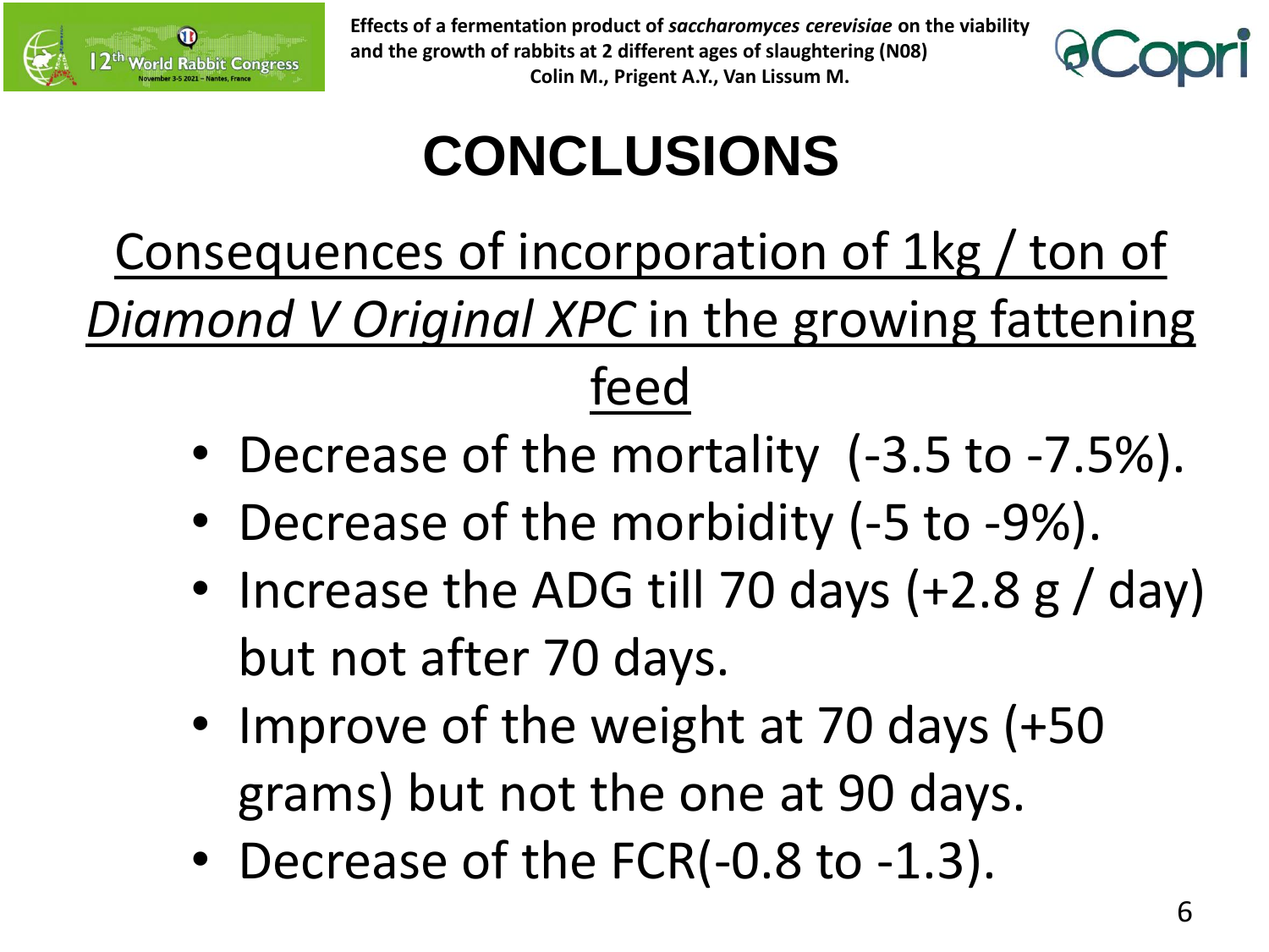# CONCLUSIONS

<u>Consequences of incorporation of 1kg / ton of *Diamond V Original XPC* in the growing fattening feed</u>

- Decrease of the mortality (-3.5 to -7.5%).
- Decrease of the morbidity (-5 to -9%).
- Increase the ADG till 70 days (+2.8 g / day) but not after 70 days.
- Improve of the weight at 70 days (+50 grams) but not the one at 90 days.
- Decrease of the FCR(-0.8 to -1.3).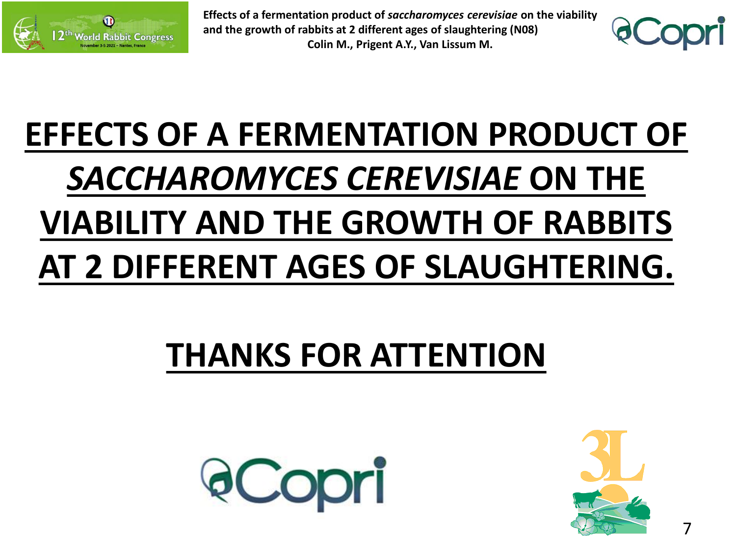# EFFECTS OF A FERMENTATION PRODUCT OF *SACCHAROMYCES CEREVISIAE* ON THE VIABILITY AND THE GROWTH OF RABBITS AT 2 DIFFERENT AGES OF SLAUGHTERING.

## THANKS FOR ATTENTION